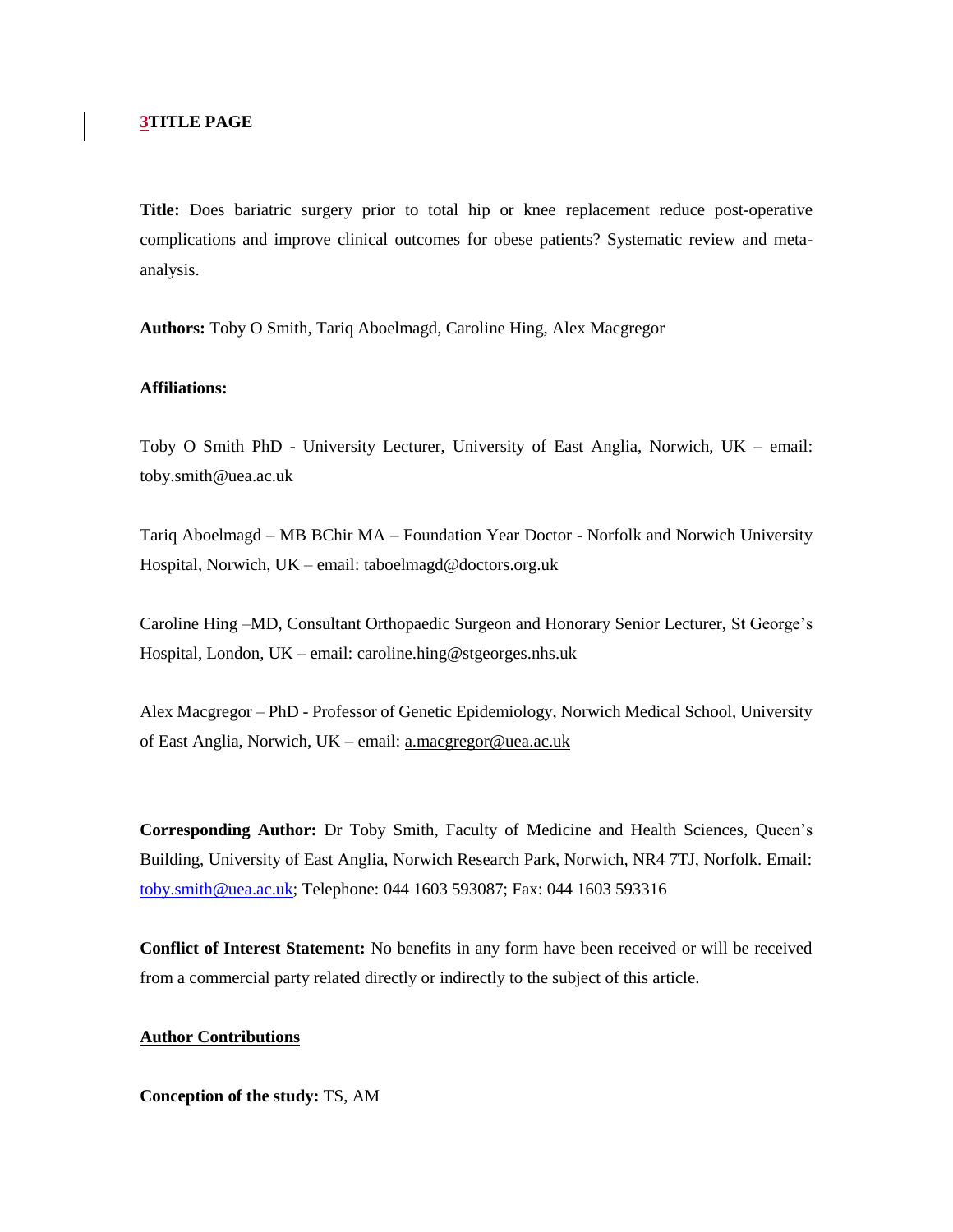**3TITLE PAGE**

**Title:** Does bariatric surgery prior to total hip or knee replacement reduce post-operative complications and improve clinical outcomes for obese patients? Systematic review and meta-analysis.

**Authors:** Toby O Smith, Tariq Aboelmagd, Caroline Hing, Alex Macgregor

**Affiliations:**

Toby O Smith PhD - University Lecturer, University of East Anglia, Norwich, UK – email: toby.smith@uea.ac.uk

Tariq Aboelmagd – MB BChir MA – Foundation Year Doctor - Norfolk and Norwich University Hospital, Norwich, UK – email: taboelmagd@doctors.org.uk

Caroline Hing –MD, Consultant Orthopaedic Surgeon and Honorary Senior Lecturer, St George's Hospital, London, UK – email: caroline.hing@stgeorges.nhs.uk

Alex Macgregor – PhD - Professor of Genetic Epidemiology, Norwich Medical School, University of East Anglia, Norwich, UK – email: a.macgregor@uea.ac.uk

**Corresponding Author:** Dr Toby Smith, Faculty of Medicine and Health Sciences, Queen's Building, University of East Anglia, Norwich Research Park, Norwich, NR4 7TJ, Norfolk. Email: toby.smith@uea.ac.uk; Telephone: 044 1603 593087; Fax: 044 1603 593316

**Conflict of Interest Statement:** No benefits in any form have been received or will be received from a commercial party related directly or indirectly to the subject of this article.

**Author Contributions**

**Conception of the study:** TS, AM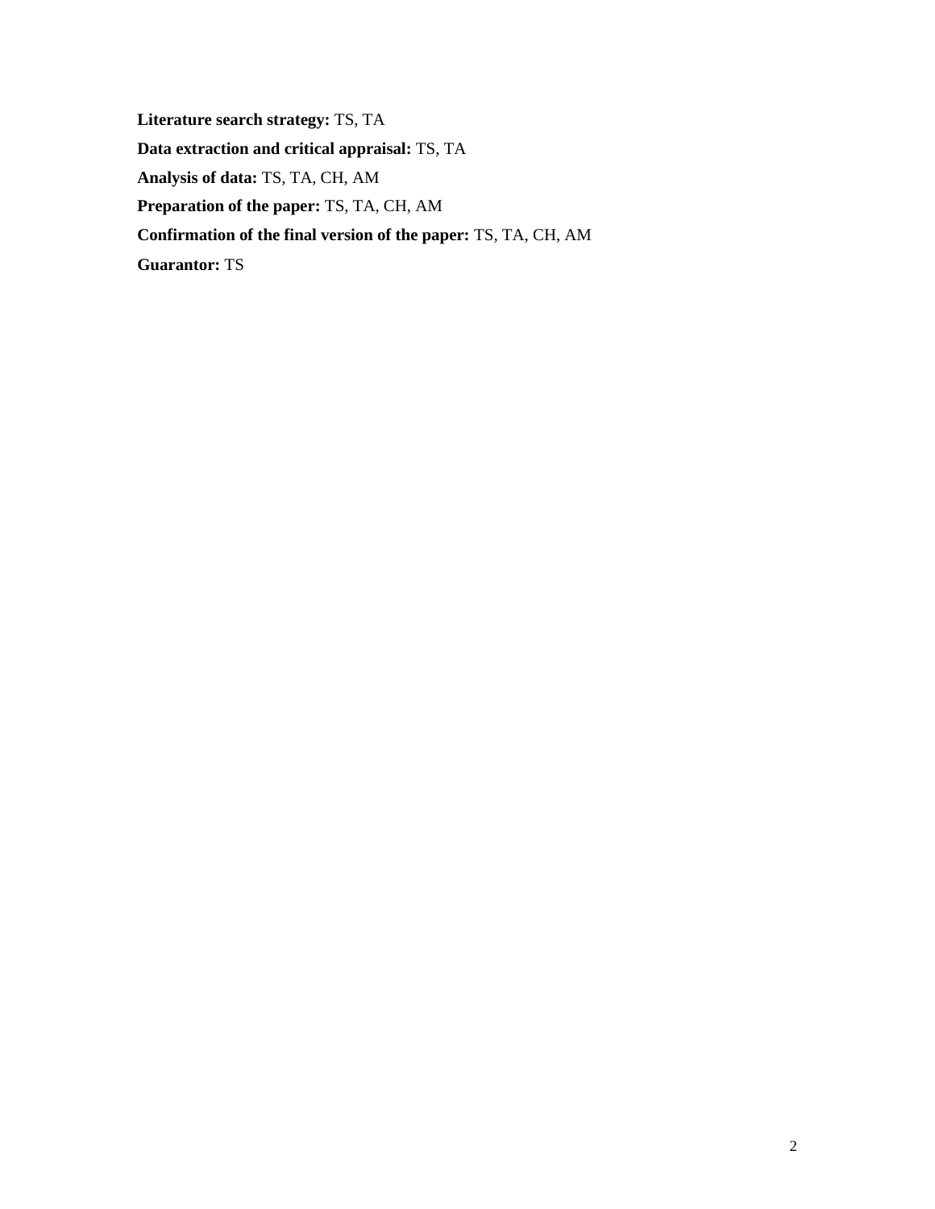**Literature search strategy:** TS, TA

**Data extraction and critical appraisal:** TS, TA

**Analysis of data:** TS, TA, CH, AM

**Preparation of the paper:** TS, TA, CH, AM

**Confirmation of the final version of the paper:** TS, TA, CH, AM

**Guarantor:** TS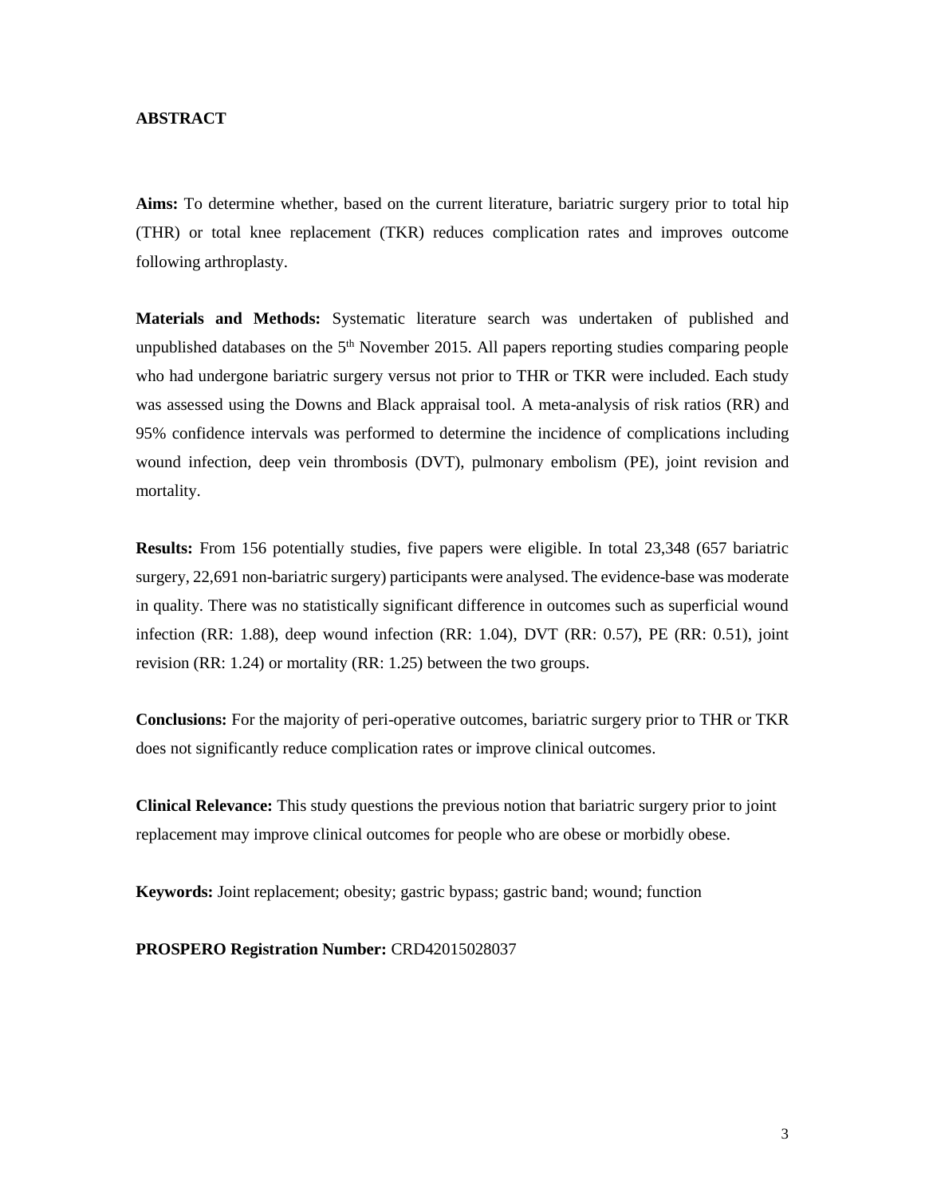## ABSTRACT

**Aims:** To determine whether, based on the current literature, bariatric surgery prior to total hip (THR) or total knee replacement (TKR) reduces complication rates and improves outcome following arthroplasty.

**Materials and Methods:** Systematic literature search was undertaken of published and unpublished databases on the 5th November 2015. All papers reporting studies comparing people who had undergone bariatric surgery versus not prior to THR or TKR were included. Each study was assessed using the Downs and Black appraisal tool. A meta-analysis of risk ratios (RR) and 95% confidence intervals was performed to determine the incidence of complications including wound infection, deep vein thrombosis (DVT), pulmonary embolism (PE), joint revision and mortality.

**Results:** From 156 potentially studies, five papers were eligible. In total 23,348 (657 bariatric surgery, 22,691 non-bariatric surgery) participants were analysed. The evidence-base was moderate in quality. There was no statistically significant difference in outcomes such as superficial wound infection (RR: 1.88), deep wound infection (RR: 1.04), DVT (RR: 0.57), PE (RR: 0.51), joint revision (RR: 1.24) or mortality (RR: 1.25) between the two groups.

**Conclusions:** For the majority of peri-operative outcomes, bariatric surgery prior to THR or TKR does not significantly reduce complication rates or improve clinical outcomes.

**Clinical Relevance:** This study questions the previous notion that bariatric surgery prior to joint replacement may improve clinical outcomes for people who are obese or morbidly obese.

**Keywords:** Joint replacement; obesity; gastric bypass; gastric band; wound; function

**PROSPERO Registration Number:** CRD42015028037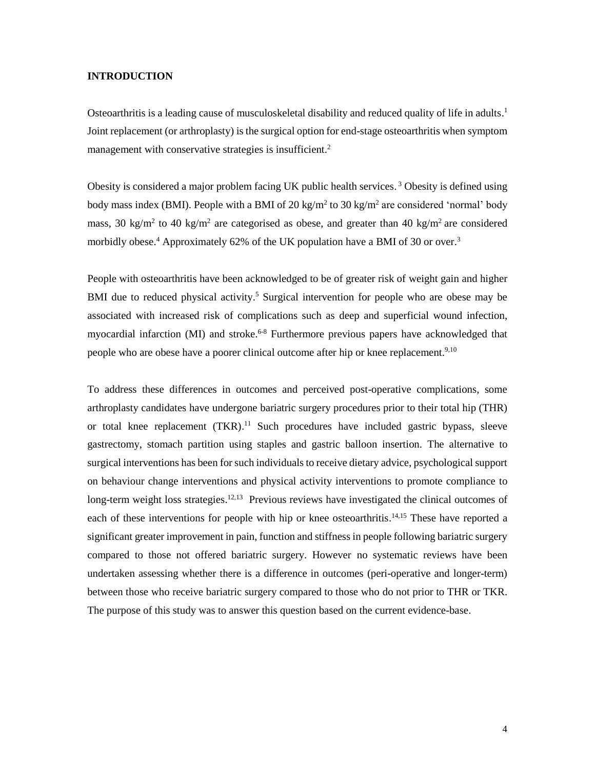## INTRODUCTION

Osteoarthritis is a leading cause of musculoskeletal disability and reduced quality of life in adults.[1] Joint replacement (or arthroplasty) is the surgical option for end-stage osteoarthritis when symptom management with conservative strategies is insufficient.[2]

Obesity is considered a major problem facing UK public health services.[3] Obesity is defined using body mass index (BMI). People with a BMI of 20 $kg/m^2$ to 30 $kg/m^2$ are considered 'normal' body mass, 30 $kg/m^2$ to 40 $kg/m^2$ are categorised as obese, and greater than 40 $kg/m^2$ are considered morbidly obese.[4] Approximately 62% of the UK population have a BMI of 30 or over.[3]

People with osteoarthritis have been acknowledged to be of greater risk of weight gain and higher BMI due to reduced physical activity.[5] Surgical intervention for people who are obese may be associated with increased risk of complications such as deep and superficial wound infection, myocardial infarction (MI) and stroke.[6-8] Furthermore previous papers have acknowledged that people who are obese have a poorer clinical outcome after hip or knee replacement.[9,10]

To address these differences in outcomes and perceived post-operative complications, some arthroplasty candidates have undergone bariatric surgery procedures prior to their total hip (THR) or total knee replacement (TKR).[11] Such procedures have included gastric bypass, sleeve gastrectomy, stomach partition using staples and gastric balloon insertion. The alternative to surgical interventions has been for such individuals to receive dietary advice, psychological support on behaviour change interventions and physical activity interventions to promote compliance to long-term weight loss strategies.[12,13] Previous reviews have investigated the clinical outcomes of each of these interventions for people with hip or knee osteoarthritis.[14,15] These have reported a significant greater improvement in pain, function and stiffness in people following bariatric surgery compared to those not offered bariatric surgery. However no systematic reviews have been undertaken assessing whether there is a difference in outcomes (peri-operative and longer-term) between those who receive bariatric surgery compared to those who do not prior to THR or TKR. The purpose of this study was to answer this question based on the current evidence-base.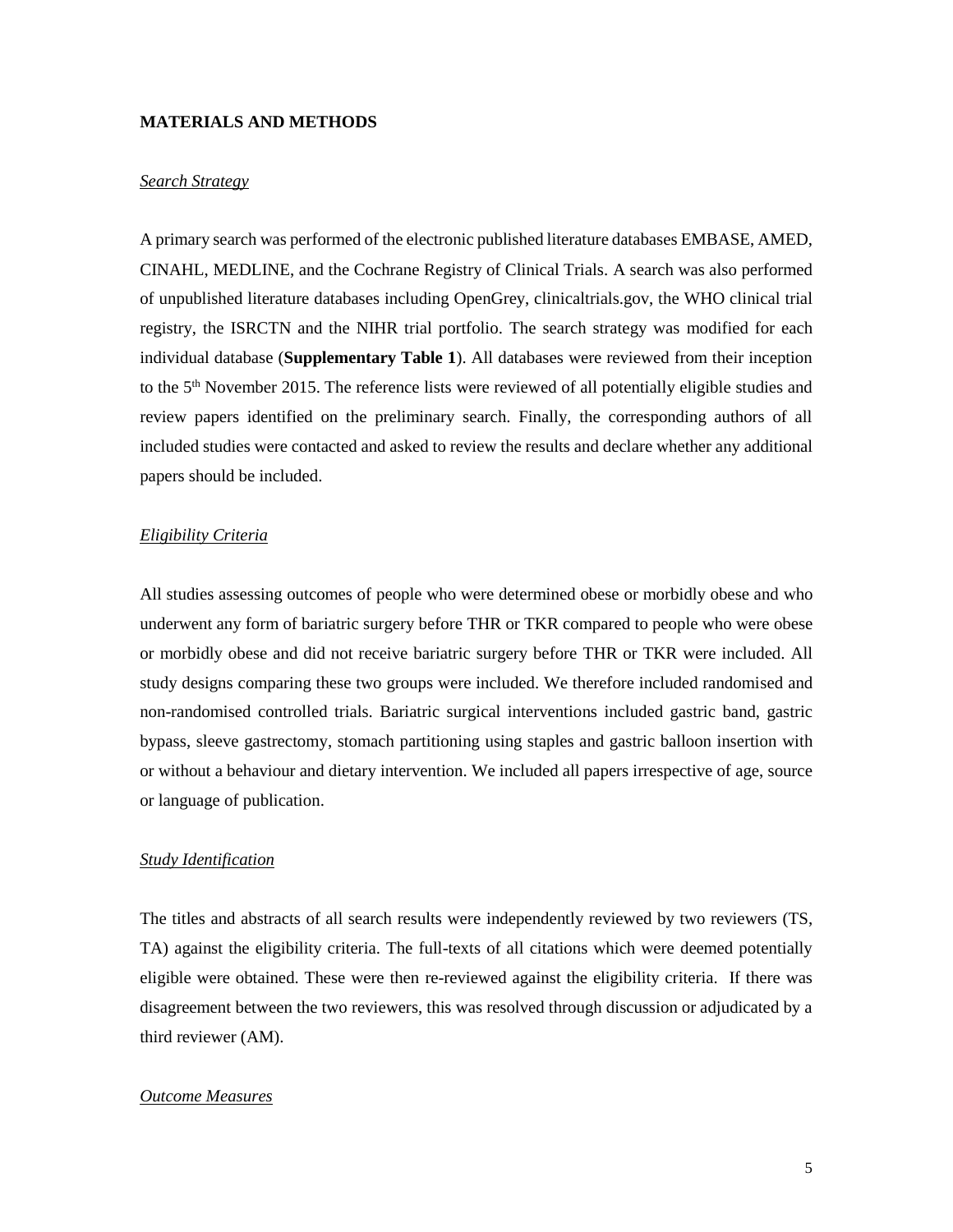## MATERIALS AND METHODS

### *Search Strategy*

A primary search was performed of the electronic published literature databases EMBASE, AMED, CINAHL, MEDLINE, and the Cochrane Registry of Clinical Trials. A search was also performed of unpublished literature databases including OpenGrey, clinicaltrials.gov, the WHO clinical trial registry, the ISRCTN and the NIHR trial portfolio. The search strategy was modified for each individual database (**Supplementary Table 1**). All databases were reviewed from their inception to the 5th November 2015. The reference lists were reviewed of all potentially eligible studies and review papers identified on the preliminary search. Finally, the corresponding authors of all included studies were contacted and asked to review the results and declare whether any additional papers should be included.

### *Eligibility Criteria*

All studies assessing outcomes of people who were determined obese or morbidly obese and who underwent any form of bariatric surgery before THR or TKR compared to people who were obese or morbidly obese and did not receive bariatric surgery before THR or TKR were included. All study designs comparing these two groups were included. We therefore included randomised and non-randomised controlled trials. Bariatric surgical interventions included gastric band, gastric bypass, sleeve gastrectomy, stomach partitioning using staples and gastric balloon insertion with or without a behaviour and dietary intervention. We included all papers irrespective of age, source or language of publication.

### *Study Identification*

The titles and abstracts of all search results were independently reviewed by two reviewers (TS, TA) against the eligibility criteria. The full-texts of all citations which were deemed potentially eligible were obtained. These were then re-reviewed against the eligibility criteria. If there was disagreement between the two reviewers, this was resolved through discussion or adjudicated by a third reviewer (AM).

### *Outcome Measures*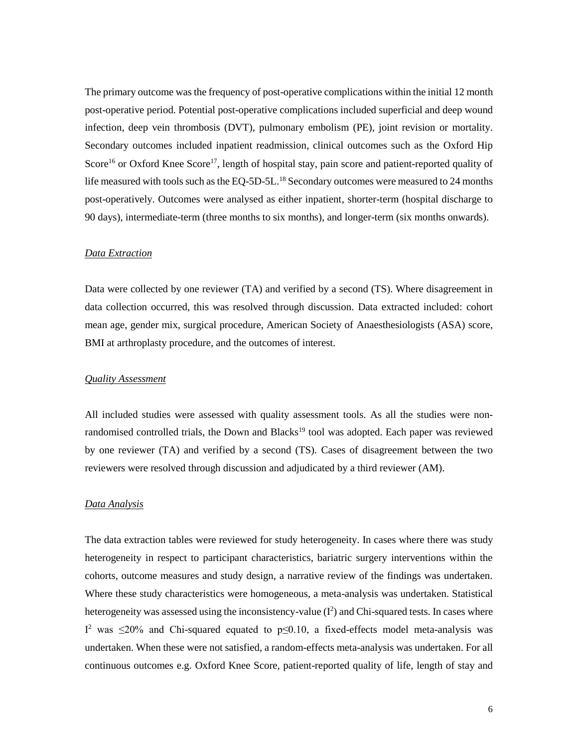The primary outcome was the frequency of post-operative complications within the initial 12 month post-operative period. Potential post-operative complications included superficial and deep wound infection, deep vein thrombosis (DVT), pulmonary embolism (PE), joint revision or mortality. Secondary outcomes included inpatient readmission, clinical outcomes such as the Oxford Hip Score[16] or Oxford Knee Score[17], length of hospital stay, pain score and patient-reported quality of life measured with tools such as the EQ-5D-5L.[18] Secondary outcomes were measured to 24 months post-operatively. Outcomes were analysed as either inpatient, shorter-term (hospital discharge to 90 days), intermediate-term (three months to six months), and longer-term (six months onwards).

*Data Extraction*

Data were collected by one reviewer (TA) and verified by a second (TS). Where disagreement in data collection occurred, this was resolved through discussion. Data extracted included: cohort mean age, gender mix, surgical procedure, American Society of Anaesthesiologists (ASA) score, BMI at arthroplasty procedure, and the outcomes of interest.

*Quality Assessment*

All included studies were assessed with quality assessment tools. As all the studies were non-randomised controlled trials, the Down and Blacks[19] tool was adopted. Each paper was reviewed by one reviewer (TA) and verified by a second (TS). Cases of disagreement between the two reviewers were resolved through discussion and adjudicated by a third reviewer (AM).

*Data Analysis*

The data extraction tables were reviewed for study heterogeneity. In cases where there was study heterogeneity in respect to participant characteristics, bariatric surgery interventions within the cohorts, outcome measures and study design, a narrative review of the findings was undertaken. Where these study characteristics were homogeneous, a meta-analysis was undertaken. Statistical heterogeneity was assessed using the inconsistency-value ($I^2$) and Chi-squared tests. In cases where $I^2$ was $\leq$20% and Chi-squared equated to $p\leq0.10$, a fixed-effects model meta-analysis was undertaken. When these were not satisfied, a random-effects meta-analysis was undertaken. For all continuous outcomes e.g. Oxford Knee Score, patient-reported quality of life, length of stay and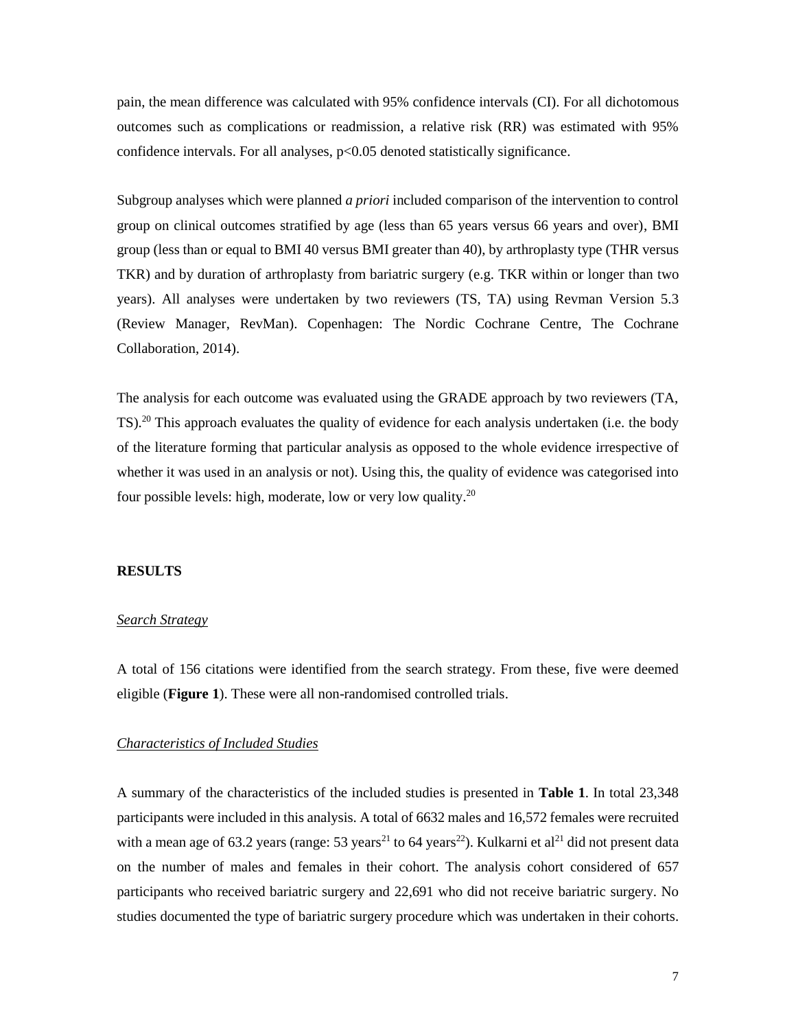pain, the mean difference was calculated with 95% confidence intervals (CI). For all dichotomous outcomes such as complications or readmission, a relative risk (RR) was estimated with 95% confidence intervals. For all analyses, $p<0.05$ denoted statistically significance.

Subgroup analyses which were planned *a priori* included comparison of the intervention to control group on clinical outcomes stratified by age (less than 65 years versus 66 years and over), BMI group (less than or equal to BMI 40 versus BMI greater than 40), by arthroplasty type (THR versus TKR) and by duration of arthroplasty from bariatric surgery (e.g. TKR within or longer than two years). All analyses were undertaken by two reviewers (TS, TA) using Revman Version 5.3 (Review Manager, RevMan). Copenhagen: The Nordic Cochrane Centre, The Cochrane Collaboration, 2014).

The analysis for each outcome was evaluated using the GRADE approach by two reviewers (TA, TS).[20] This approach evaluates the quality of evidence for each analysis undertaken (i.e. the body of the literature forming that particular analysis as opposed to the whole evidence irrespective of whether it was used in an analysis or not). Using this, the quality of evidence was categorised into four possible levels: high, moderate, low or very low quality.[20]

## RESULTS

### Search Strategy

A total of 156 citations were identified from the search strategy. From these, five were deemed eligible (**Figure 1**). These were all non-randomised controlled trials.

### Characteristics of Included Studies

A summary of the characteristics of the included studies is presented in **Table 1**. In total 23,348 participants were included in this analysis. A total of 6632 males and 16,572 females were recruited with a mean age of 63.2 years (range: 53 years[21] to 64 years[22]). Kulkarni et al[21] did not present data on the number of males and females in their cohort. The analysis cohort considered of 657 participants who received bariatric surgery and 22,691 who did not receive bariatric surgery. No studies documented the type of bariatric surgery procedure which was undertaken in their cohorts.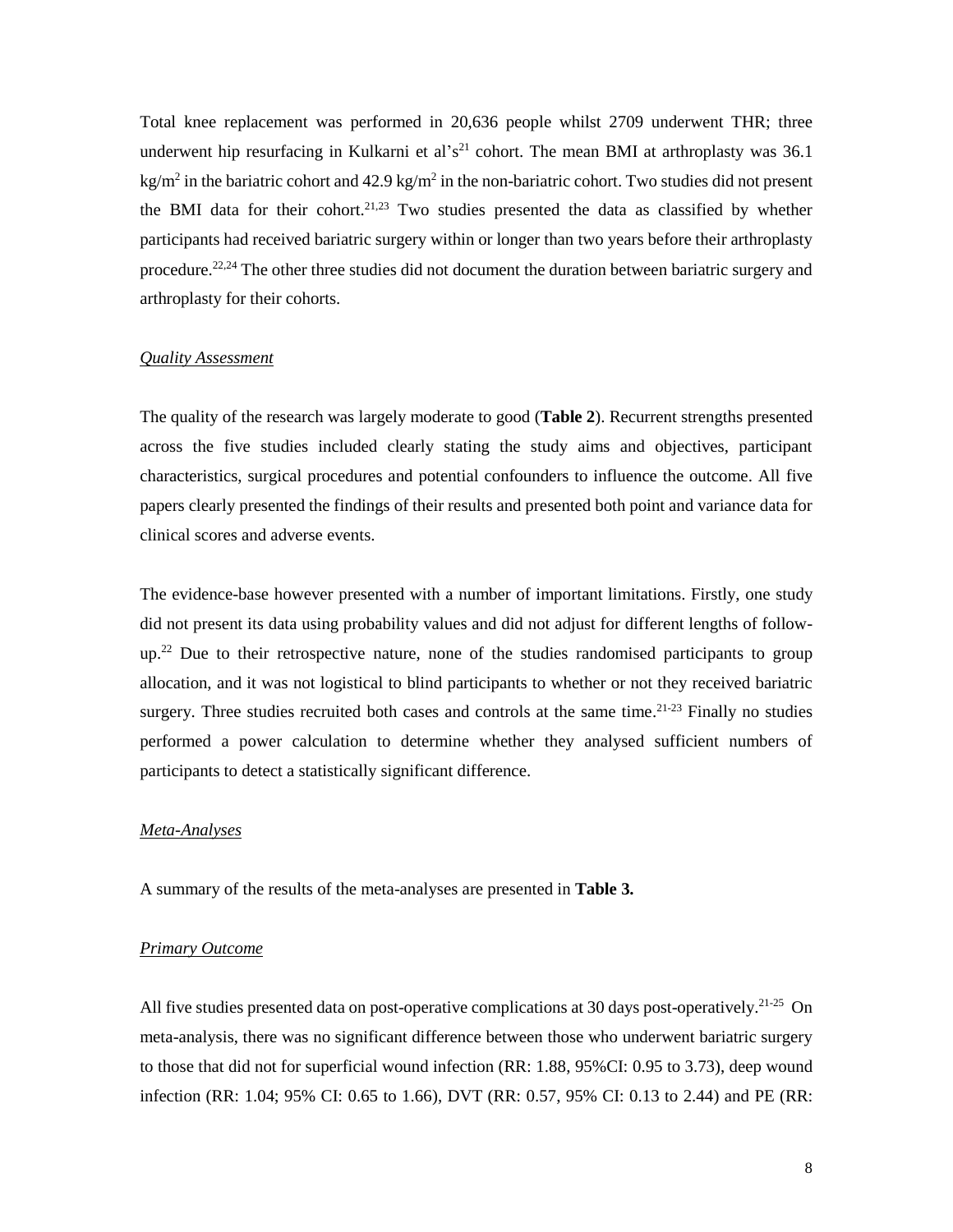Total knee replacement was performed in 20,636 people whilst 2709 underwent THR; three underwent hip resurfacing in Kulkarni et al's[21] cohort. The mean BMI at arthroplasty was 36.1 $kg/m^2$ in the bariatric cohort and 42.9 $kg/m^2$ in the non-bariatric cohort. Two studies did not present the BMI data for their cohort.[21,23] Two studies presented the data as classified by whether participants had received bariatric surgery within or longer than two years before their arthroplasty procedure.[22,24] The other three studies did not document the duration between bariatric surgery and arthroplasty for their cohorts.

### *Quality Assessment*

The quality of the research was largely moderate to good (**Table 2**). Recurrent strengths presented across the five studies included clearly stating the study aims and objectives, participant characteristics, surgical procedures and potential confounders to influence the outcome. All five papers clearly presented the findings of their results and presented both point and variance data for clinical scores and adverse events.

The evidence-base however presented with a number of important limitations. Firstly, one study did not present its data using probability values and did not adjust for different lengths of follow-up.[22] Due to their retrospective nature, none of the studies randomised participants to group allocation, and it was not logistical to blind participants to whether or not they received bariatric surgery. Three studies recruited both cases and controls at the same time.[21-23] Finally no studies performed a power calculation to determine whether they analysed sufficient numbers of participants to detect a statistically significant difference.

### *Meta-Analyses*

A summary of the results of the meta-analyses are presented in **Table 3.**

### *Primary Outcome*

All five studies presented data on post-operative complications at 30 days post-operatively.[21-25] On meta-analysis, there was no significant difference between those who underwent bariatric surgery to those that did not for superficial wound infection (RR: 1.88, 95%CI: 0.95 to 3.73), deep wound infection (RR: 1.04; 95% CI: 0.65 to 1.66), DVT (RR: 0.57, 95% CI: 0.13 to 2.44) and PE (RR: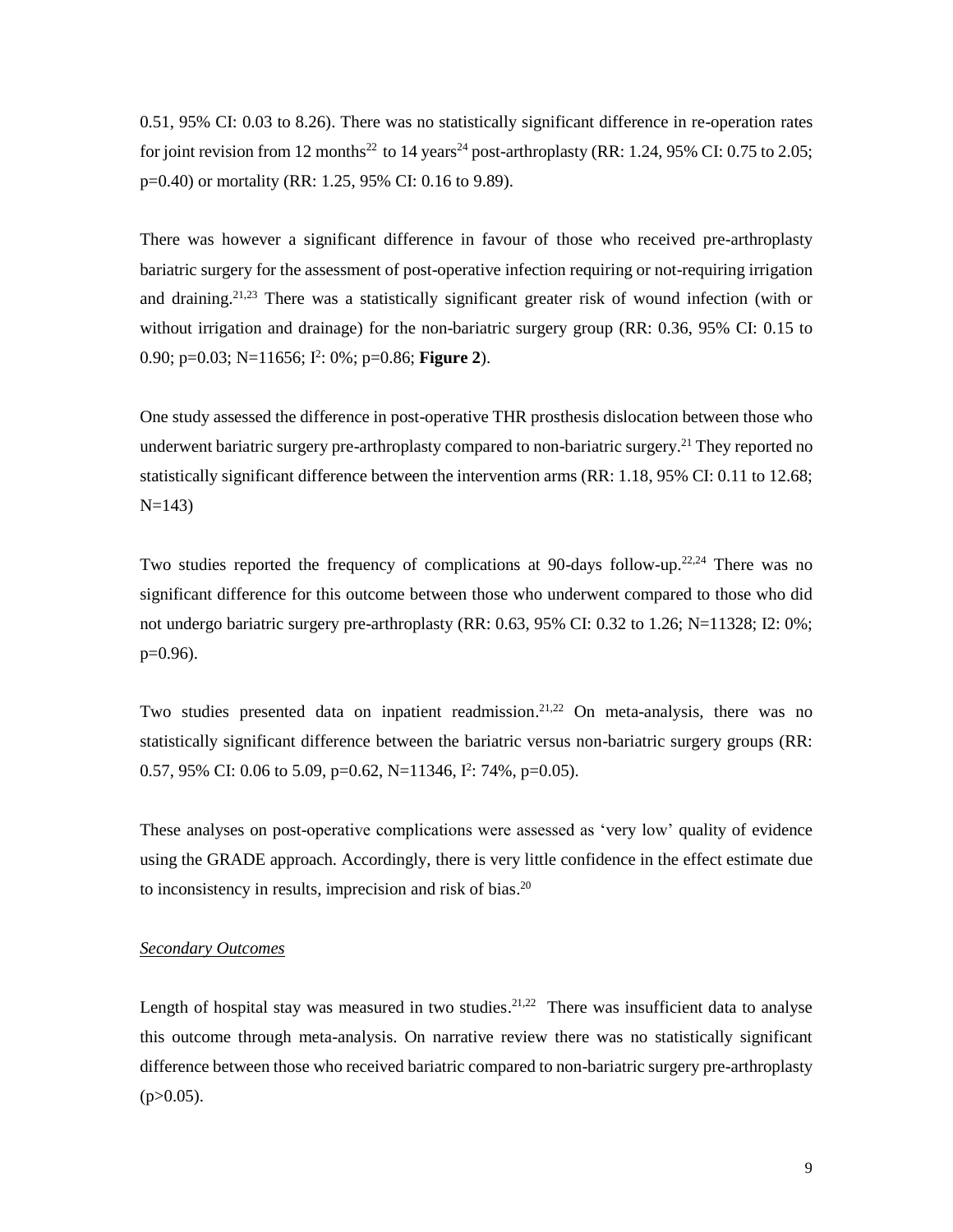0.51, 95% CI: 0.03 to 8.26). There was no statistically significant difference in re-operation rates for joint revision from 12 months[22] to 14 years[24] post-arthroplasty (RR: 1.24, 95% CI: 0.75 to 2.05; p=0.40) or mortality (RR: 1.25, 95% CI: 0.16 to 9.89).

There was however a significant difference in favour of those who received pre-arthroplasty bariatric surgery for the assessment of post-operative infection requiring or not-requiring irrigation and draining.[21,23] There was a statistically significant greater risk of wound infection (with or without irrigation and drainage) for the non-bariatric surgery group (RR: 0.36, 95% CI: 0.15 to 0.90; p=0.03; N=11656; $I^2$: 0%; p=0.86; **Figure 2**).

One study assessed the difference in post-operative THR prosthesis dislocation between those who underwent bariatric surgery pre-arthroplasty compared to non-bariatric surgery.[21] They reported no statistically significant difference between the intervention arms (RR: 1.18, 95% CI: 0.11 to 12.68; N=143)

Two studies reported the frequency of complications at 90-days follow-up.[22,24] There was no significant difference for this outcome between those who underwent compared to those who did not undergo bariatric surgery pre-arthroplasty (RR: 0.63, 95% CI: 0.32 to 1.26; N=11328; I2: 0%; p=0.96).

Two studies presented data on inpatient readmission.[21,22] On meta-analysis, there was no statistically significant difference between the bariatric versus non-bariatric surgery groups (RR: 0.57, 95% CI: 0.06 to 5.09, p=0.62, N=11346, $I^2$: 74%, p=0.05).

These analyses on post-operative complications were assessed as 'very low' quality of evidence using the GRADE approach. Accordingly, there is very little confidence in the effect estimate due to inconsistency in results, imprecision and risk of bias.[20]

*Secondary Outcomes*

Length of hospital stay was measured in two studies.[21,22] There was insufficient data to analyse this outcome through meta-analysis. On narrative review there was no statistically significant difference between those who received bariatric compared to non-bariatric surgery pre-arthroplasty (p>0.05).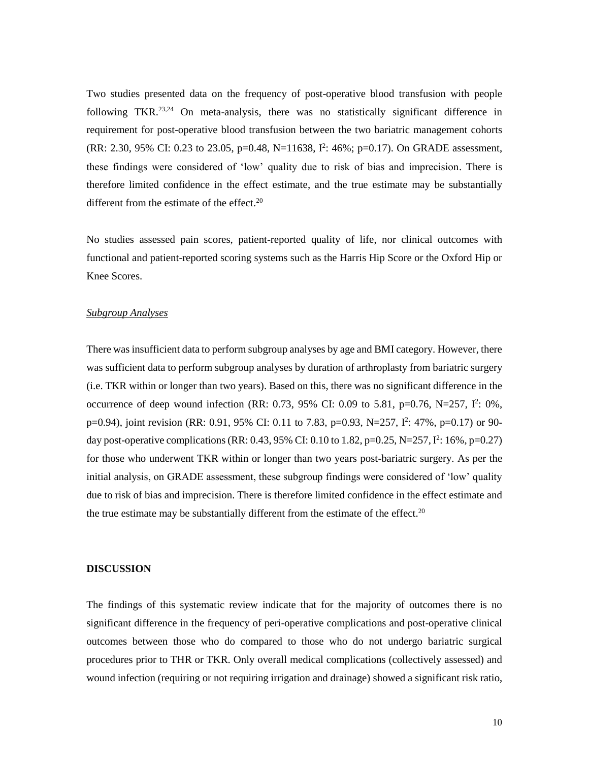Two studies presented data on the frequency of post-operative blood transfusion with people following TKR.[23,24] On meta-analysis, there was no statistically significant difference in requirement for post-operative blood transfusion between the two bariatric management cohorts (RR: 2.30, 95% CI: 0.23 to 23.05, p=0.48, N=11638, $I^2$: 46%; p=0.17). On GRADE assessment, these findings were considered of 'low' quality due to risk of bias and imprecision. There is therefore limited confidence in the effect estimate, and the true estimate may be substantially different from the estimate of the effect.[20]

No studies assessed pain scores, patient-reported quality of life, nor clinical outcomes with functional and patient-reported scoring systems such as the Harris Hip Score or the Oxford Hip or Knee Scores.

*Subgroup Analyses*

There was insufficient data to perform subgroup analyses by age and BMI category. However, there was sufficient data to perform subgroup analyses by duration of arthroplasty from bariatric surgery (i.e. TKR within or longer than two years). Based on this, there was no significant difference in the occurrence of deep wound infection (RR: 0.73, 95% CI: 0.09 to 5.81, p=0.76, N=257, $I^2$: 0%, p=0.94), joint revision (RR: 0.91, 95% CI: 0.11 to 7.83, p=0.93, N=257, $I^2$: 47%, p=0.17) or 90-day post-operative complications (RR: 0.43, 95% CI: 0.10 to 1.82, p=0.25, N=257, $I^2$: 16%, p=0.27) for those who underwent TKR within or longer than two years post-bariatric surgery. As per the initial analysis, on GRADE assessment, these subgroup findings were considered of 'low' quality due to risk of bias and imprecision. There is therefore limited confidence in the effect estimate and the true estimate may be substantially different from the estimate of the effect.[20]

## DISCUSSION

The findings of this systematic review indicate that for the majority of outcomes there is no significant difference in the frequency of peri-operative complications and post-operative clinical outcomes between those who do compared to those who do not undergo bariatric surgical procedures prior to THR or TKR. Only overall medical complications (collectively assessed) and wound infection (requiring or not requiring irrigation and drainage) showed a significant risk ratio,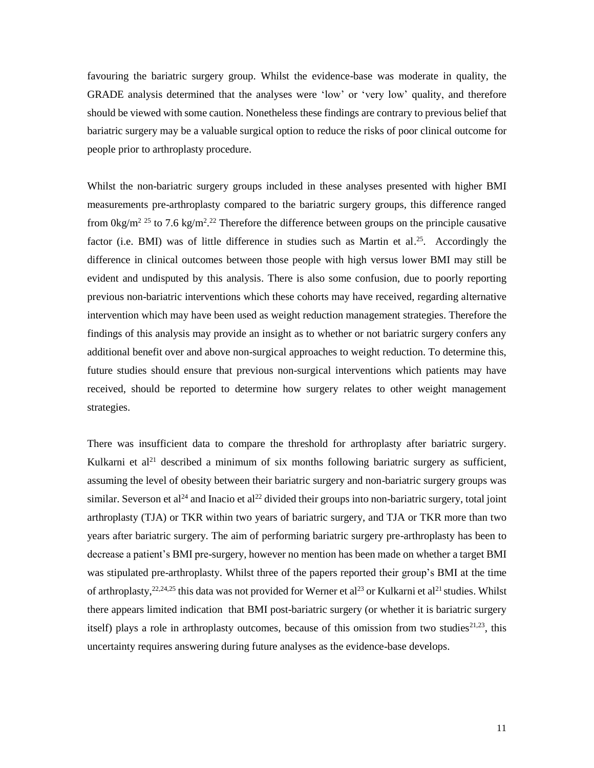favouring the bariatric surgery group. Whilst the evidence-base was moderate in quality, the GRADE analysis determined that the analyses were 'low' or 'very low' quality, and therefore should be viewed with some caution. Nonetheless these findings are contrary to previous belief that bariatric surgery may be a valuable surgical option to reduce the risks of poor clinical outcome for people prior to arthroplasty procedure.

Whilst the non-bariatric surgery groups included in these analyses presented with higher BMI measurements pre-arthroplasty compared to the bariatric surgery groups, this difference ranged from $0kg/m^2$ [25] to $7.6\ kg/m^2$.[22] Therefore the difference between groups on the principle causative factor (i.e. BMI) was of little difference in studies such as Martin et al.[25]. Accordingly the difference in clinical outcomes between those people with high versus lower BMI may still be evident and undisputed by this analysis. There is also some confusion, due to poorly reporting previous non-bariatric interventions which these cohorts may have received, regarding alternative intervention which may have been used as weight reduction management strategies. Therefore the findings of this analysis may provide an insight as to whether or not bariatric surgery confers any additional benefit over and above non-surgical approaches to weight reduction. To determine this, future studies should ensure that previous non-surgical interventions which patients may have received, should be reported to determine how surgery relates to other weight management strategies.

There was insufficient data to compare the threshold for arthroplasty after bariatric surgery. Kulkarni et al[21] described a minimum of six months following bariatric surgery as sufficient, assuming the level of obesity between their bariatric surgery and non-bariatric surgery groups was similar. Severson et al[24] and Inacio et al[22] divided their groups into non-bariatric surgery, total joint arthroplasty (TJA) or TKR within two years of bariatric surgery, and TJA or TKR more than two years after bariatric surgery. The aim of performing bariatric surgery pre-arthroplasty has been to decrease a patient's BMI pre-surgery, however no mention has been made on whether a target BMI was stipulated pre-arthroplasty. Whilst three of the papers reported their group's BMI at the time of arthroplasty,[22,24,25] this data was not provided for Werner et al[23] or Kulkarni et al[21] studies. Whilst there appears limited indication that BMI post-bariatric surgery (or whether it is bariatric surgery itself) plays a role in arthroplasty outcomes, because of this omission from two studies[21,23], this uncertainty requires answering during future analyses as the evidence-base develops.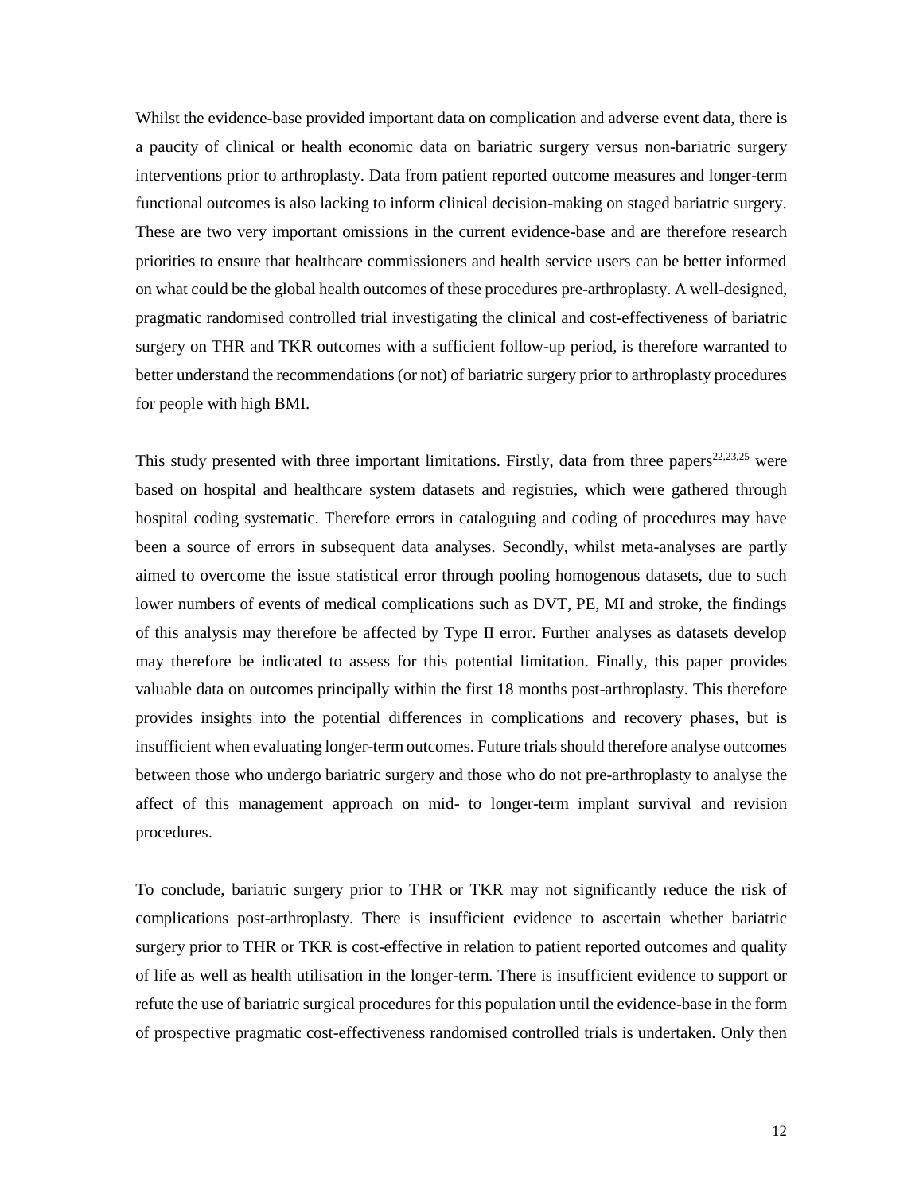Whilst the evidence-base provided important data on complication and adverse event data, there is a paucity of clinical or health economic data on bariatric surgery versus non-bariatric surgery interventions prior to arthroplasty. Data from patient reported outcome measures and longer-term functional outcomes is also lacking to inform clinical decision-making on staged bariatric surgery. These are two very important omissions in the current evidence-base and are therefore research priorities to ensure that healthcare commissioners and health service users can be better informed on what could be the global health outcomes of these procedures pre-arthroplasty. A well-designed, pragmatic randomised controlled trial investigating the clinical and cost-effectiveness of bariatric surgery on THR and TKR outcomes with a sufficient follow-up period, is therefore warranted to better understand the recommendations (or not) of bariatric surgery prior to arthroplasty procedures for people with high BMI.

This study presented with three important limitations. Firstly, data from three papers[22,23,25] were based on hospital and healthcare system datasets and registries, which were gathered through hospital coding systematic. Therefore errors in cataloguing and coding of procedures may have been a source of errors in subsequent data analyses. Secondly, whilst meta-analyses are partly aimed to overcome the issue statistical error through pooling homogenous datasets, due to such lower numbers of events of medical complications such as DVT, PE, MI and stroke, the findings of this analysis may therefore be affected by Type II error. Further analyses as datasets develop may therefore be indicated to assess for this potential limitation. Finally, this paper provides valuable data on outcomes principally within the first 18 months post-arthroplasty. This therefore provides insights into the potential differences in complications and recovery phases, but is insufficient when evaluating longer-term outcomes. Future trials should therefore analyse outcomes between those who undergo bariatric surgery and those who do not pre-arthroplasty to analyse the affect of this management approach on mid- to longer-term implant survival and revision procedures.

To conclude, bariatric surgery prior to THR or TKR may not significantly reduce the risk of complications post-arthroplasty. There is insufficient evidence to ascertain whether bariatric surgery prior to THR or TKR is cost-effective in relation to patient reported outcomes and quality of life as well as health utilisation in the longer-term. There is insufficient evidence to support or refute the use of bariatric surgical procedures for this population until the evidence-base in the form of prospective pragmatic cost-effectiveness randomised controlled trials is undertaken. Only then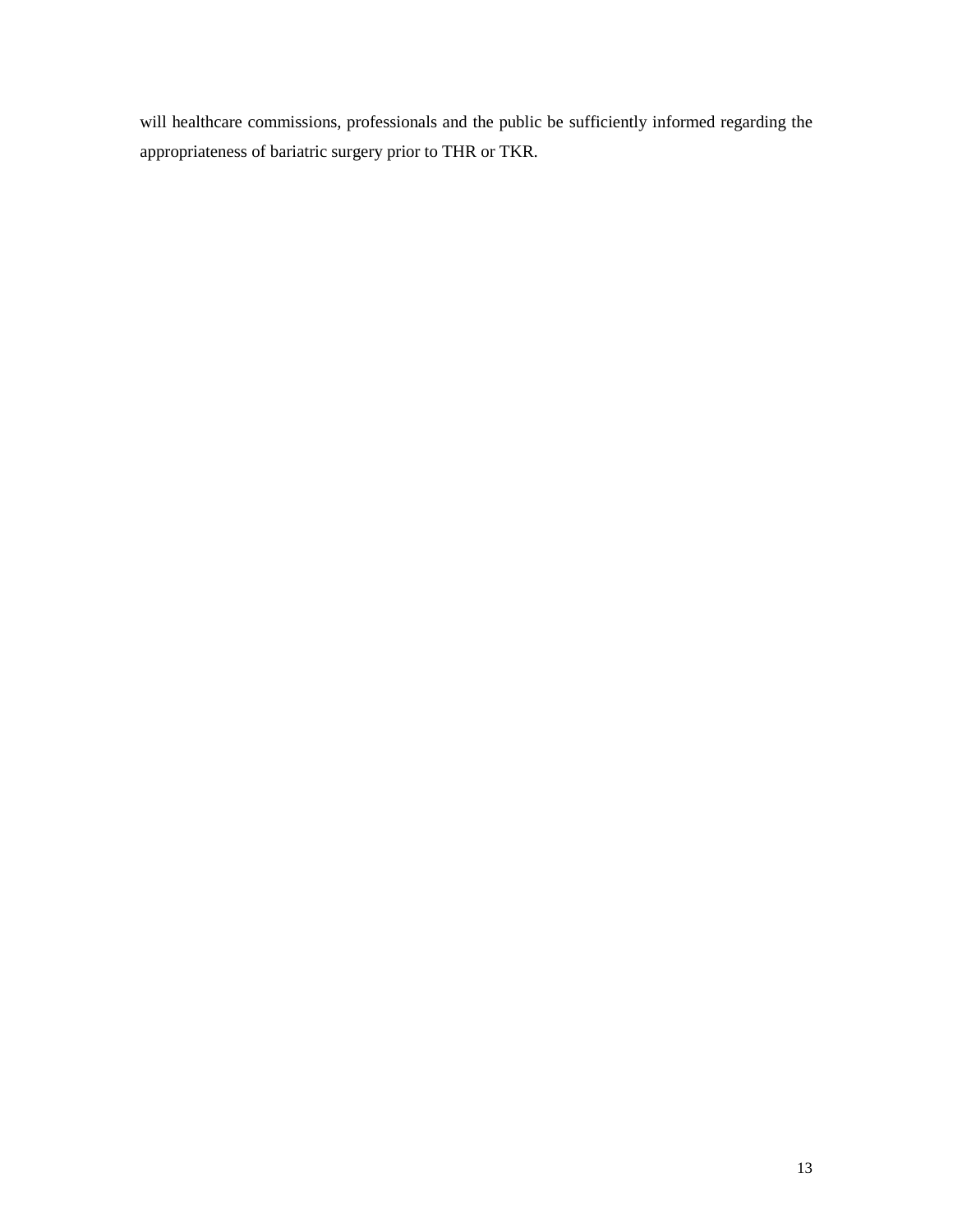will healthcare commissions, professionals and the public be sufficiently informed regarding the appropriateness of bariatric surgery prior to THR or TKR.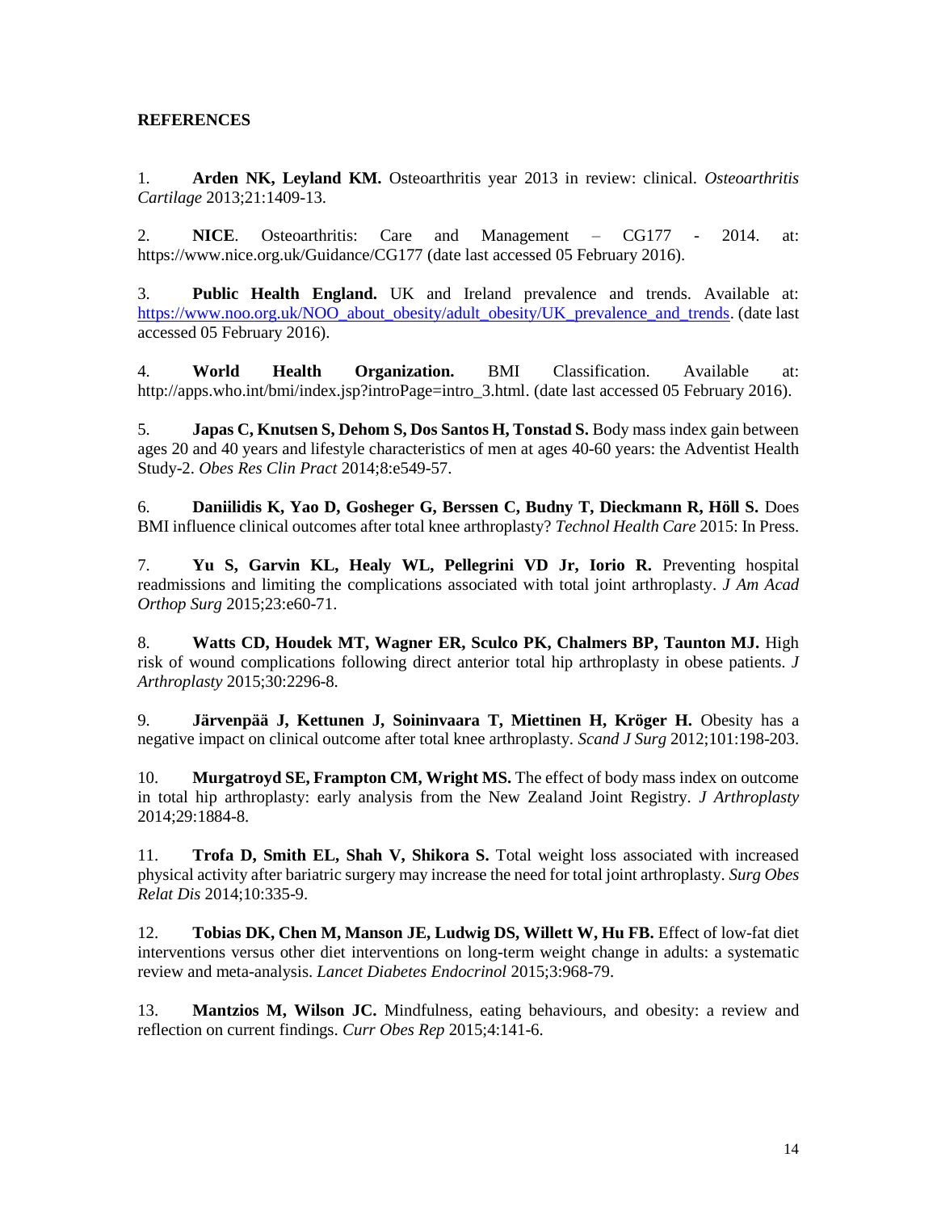**REFERENCES**

1. **Arden NK, Leyland KM.** Osteoarthritis year 2013 in review: clinical. *Osteoarthritis Cartilage* 2013;21:1409-13.

2. **NICE**. Osteoarthritis: Care and Management – CG177 - 2014. at: https://www.nice.org.uk/Guidance/CG177 (date last accessed 05 February 2016).

3. **Public Health England.** UK and Ireland prevalence and trends. Available at: https://www.noo.org.uk/NOO_about_obesity/adult_obesity/UK_prevalence_and_trends. (date last accessed 05 February 2016).

4. **World Health Organization.** BMI Classification. Available at: http://apps.who.int/bmi/index.jsp?introPage=intro_3.html. (date last accessed 05 February 2016).

5. **Japas C, Knutsen S, Dehom S, Dos Santos H, Tonstad S.** Body mass index gain between ages 20 and 40 years and lifestyle characteristics of men at ages 40-60 years: the Adventist Health Study-2. *Obes Res Clin Pract* 2014;8:e549-57.

6. **Daniilidis K, Yao D, Gosheger G, Berssen C, Budny T, Dieckmann R, Höll S.** Does BMI influence clinical outcomes after total knee arthroplasty? *Technol Health Care* 2015: In Press.

7. **Yu S, Garvin KL, Healy WL, Pellegrini VD Jr, Iorio R.** Preventing hospital readmissions and limiting the complications associated with total joint arthroplasty. *J Am Acad Orthop Surg* 2015;23:e60-71.

8. **Watts CD, Houdek MT, Wagner ER, Sculco PK, Chalmers BP, Taunton MJ.** High risk of wound complications following direct anterior total hip arthroplasty in obese patients. *J Arthroplasty* 2015;30:2296-8.

9. **Järvenpää J, Kettunen J, Soininvaara T, Miettinen H, Kröger H.** Obesity has a negative impact on clinical outcome after total knee arthroplasty. *Scand J Surg* 2012;101:198-203.

10. **Murgatroyd SE, Frampton CM, Wright MS.** The effect of body mass index on outcome in total hip arthroplasty: early analysis from the New Zealand Joint Registry. *J Arthroplasty* 2014;29:1884-8.

11. **Trofa D, Smith EL, Shah V, Shikora S.** Total weight loss associated with increased physical activity after bariatric surgery may increase the need for total joint arthroplasty. *Surg Obes Relat Dis* 2014;10:335-9.

12. **Tobias DK, Chen M, Manson JE, Ludwig DS, Willett W, Hu FB.** Effect of low-fat diet interventions versus other diet interventions on long-term weight change in adults: a systematic review and meta-analysis. *Lancet Diabetes Endocrinol* 2015;3:968-79.

13. **Mantzios M, Wilson JC.** Mindfulness, eating behaviours, and obesity: a review and reflection on current findings. *Curr Obes Rep* 2015;4:141-6.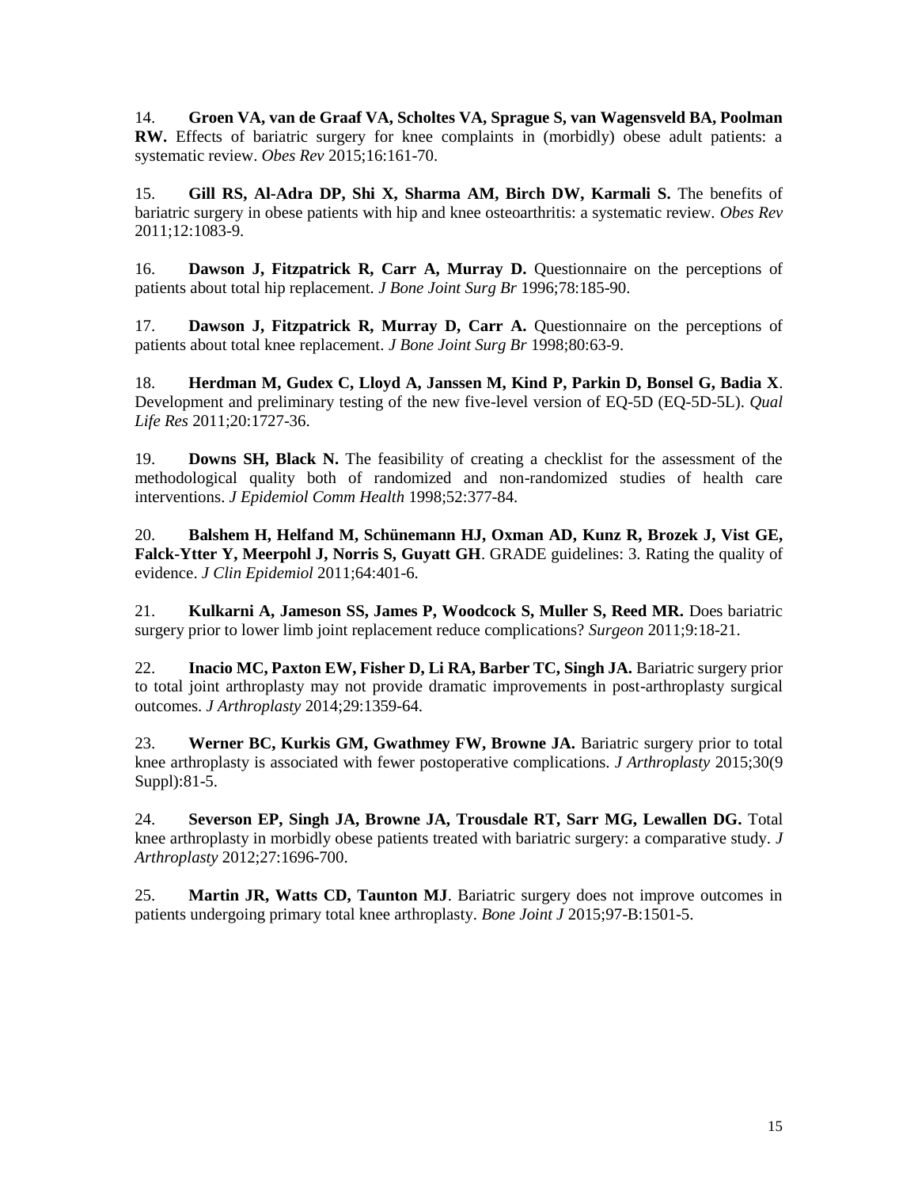14. **Groen VA, van de Graaf VA, Scholtes VA, Sprague S, van Wagensveld BA, Poolman RW.** Effects of bariatric surgery for knee complaints in (morbidly) obese adult patients: a systematic review. *Obes Rev* 2015;16:161-70.

15. **Gill RS, Al-Adra DP, Shi X, Sharma AM, Birch DW, Karmali S.** The benefits of bariatric surgery in obese patients with hip and knee osteoarthritis: a systematic review. *Obes Rev* 2011;12:1083-9.

16. **Dawson J, Fitzpatrick R, Carr A, Murray D.** Questionnaire on the perceptions of patients about total hip replacement. *J Bone Joint Surg Br* 1996;78:185-90.

17. **Dawson J, Fitzpatrick R, Murray D, Carr A.** Questionnaire on the perceptions of patients about total knee replacement. *J Bone Joint Surg Br* 1998;80:63-9.

18. **Herdman M, Gudex C, Lloyd A, Janssen M, Kind P, Parkin D, Bonsel G, Badia X**. Development and preliminary testing of the new five-level version of EQ-5D (EQ-5D-5L). *Qual Life Res* 2011;20:1727-36.

19. **Downs SH, Black N.** The feasibility of creating a checklist for the assessment of the methodological quality both of randomized and non-randomized studies of health care interventions. *J Epidemiol Comm Health* 1998;52:377-84.

20. **Balshem H, Helfand M, Schünemann HJ, Oxman AD, Kunz R, Brozek J, Vist GE, Falck-Ytter Y, Meerpohl J, Norris S, Guyatt GH**. GRADE guidelines: 3. Rating the quality of evidence. *J Clin Epidemiol* 2011;64:401-6.

21. **Kulkarni A, Jameson SS, James P, Woodcock S, Muller S, Reed MR.** Does bariatric surgery prior to lower limb joint replacement reduce complications? *Surgeon* 2011;9:18-21.

22. **Inacio MC, Paxton EW, Fisher D, Li RA, Barber TC, Singh JA.** Bariatric surgery prior to total joint arthroplasty may not provide dramatic improvements in post-arthroplasty surgical outcomes. *J Arthroplasty* 2014;29:1359-64.

23. **Werner BC, Kurkis GM, Gwathmey FW, Browne JA.** Bariatric surgery prior to total knee arthroplasty is associated with fewer postoperative complications. *J Arthroplasty* 2015;30(9 Suppl):81-5.

24. **Severson EP, Singh JA, Browne JA, Trousdale RT, Sarr MG, Lewallen DG.** Total knee arthroplasty in morbidly obese patients treated with bariatric surgery: a comparative study. *J Arthroplasty* 2012;27:1696-700.

25. **Martin JR, Watts CD, Taunton MJ**. Bariatric surgery does not improve outcomes in patients undergoing primary total knee arthroplasty. *Bone Joint J* 2015;97-B:1501-5.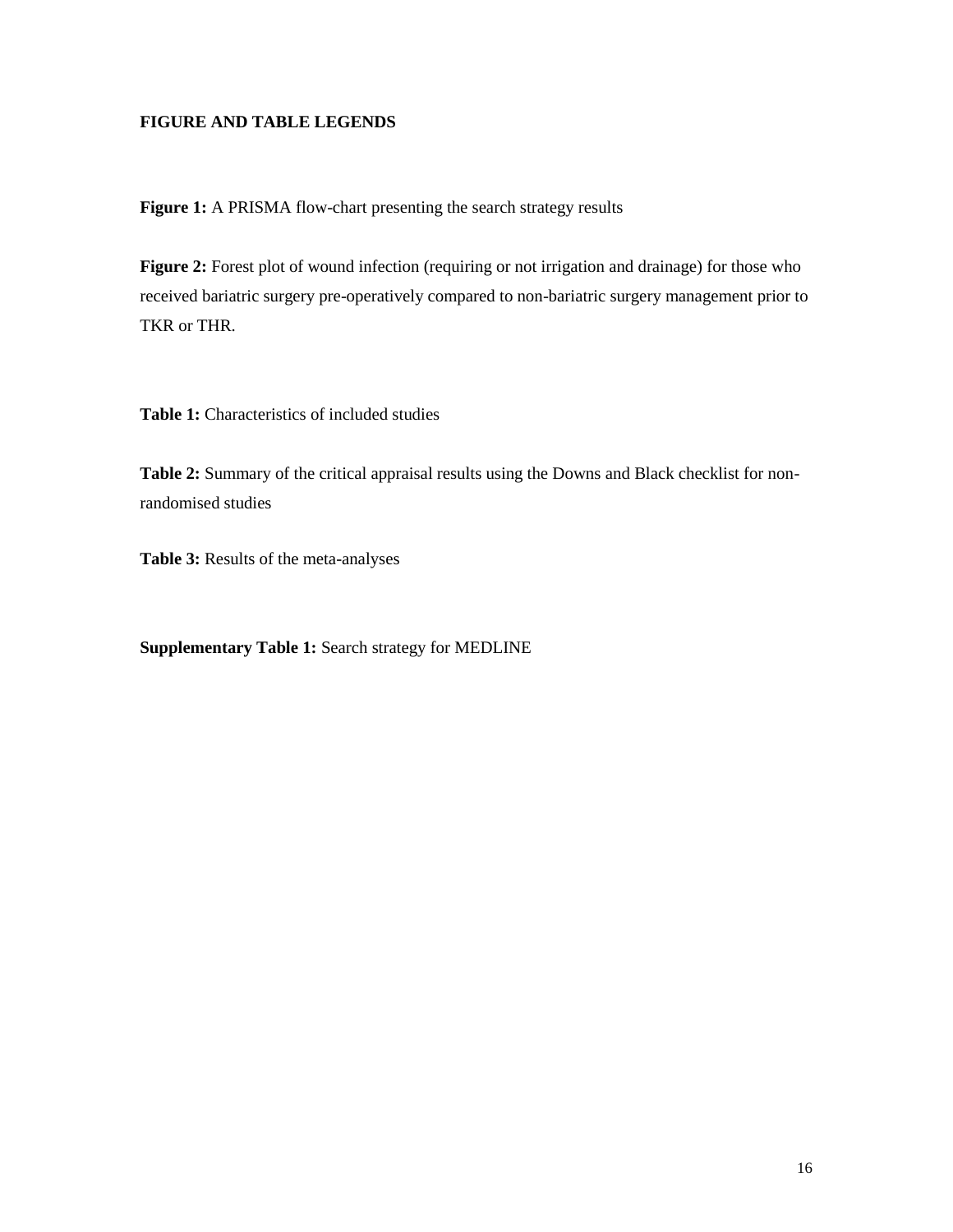## FIGURE AND TABLE LEGENDS

**Figure 1:** A PRISMA flow-chart presenting the search strategy results

**Figure 2:** Forest plot of wound infection (requiring or not irrigation and drainage) for those who received bariatric surgery pre-operatively compared to non-bariatric surgery management prior to TKR or THR.

**Table 1:** Characteristics of included studies

**Table 2:** Summary of the critical appraisal results using the Downs and Black checklist for non-randomised studies

**Table 3:** Results of the meta-analyses

**Supplementary Table 1:** Search strategy for MEDLINE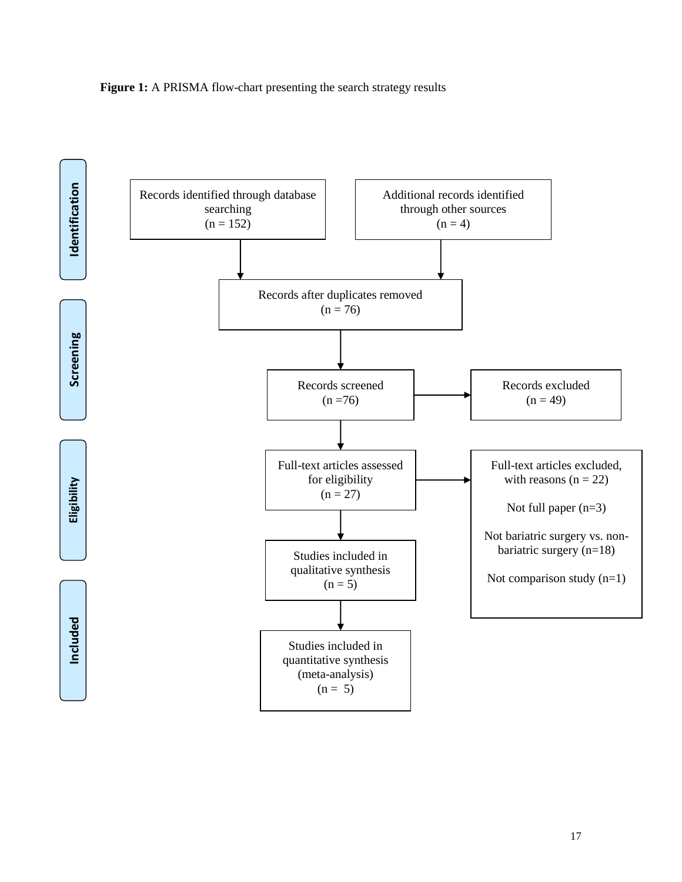**Figure 1:** A PRISMA flow-chart presenting the search strategy results

**Identification**

Records identified through database searching (n = 152)

Additional records identified through other sources (n = 4)

Records after duplicates removed (n = 76)

**Screening**

Records screened (n =76)

Records excluded (n = 49)

**Eligibility**

Full-text articles assessed for eligibility (n = 27)

Full-text articles excluded, with reasons (n = 22)

Not full paper (n=3)

Not bariatric surgery vs. non-bariatric surgery (n=18)

Not comparison study (n=1)

Studies included in qualitative synthesis (n = 5)

**Included**

Studies included in quantitative synthesis (meta-analysis) (n = 5)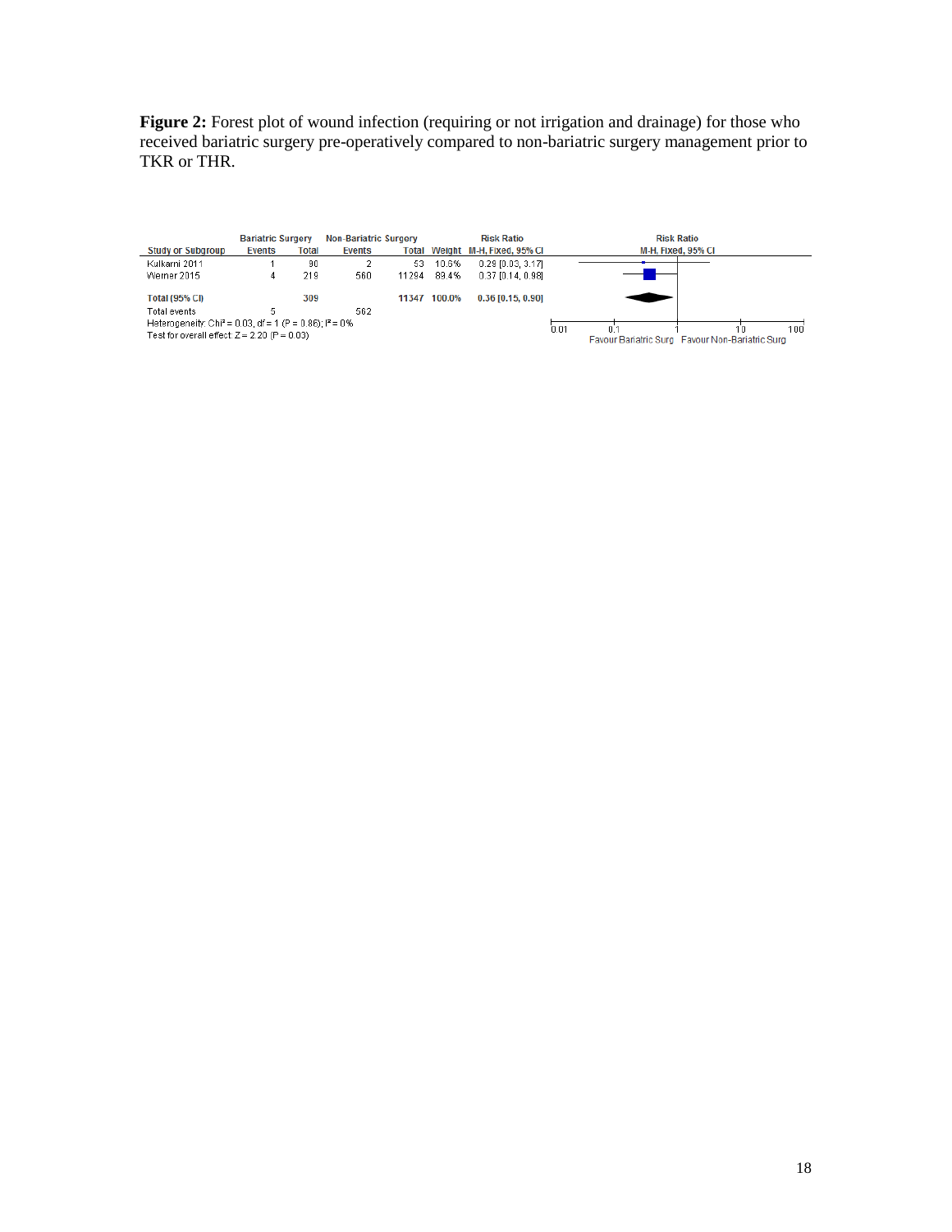**Figure 2:** Forest plot of wound infection (requiring or not irrigation and drainage) for those who received bariatric surgery pre-operatively compared to non-bariatric surgery management prior to TKR or THR.

| Study or Subgroup | Bariatric Surgery Events | Bariatric Surgery Total | Non-Bariatric Surgery Events | Non-Bariatric Surgery Total | Weight | Risk Ratio M-H, Fixed, 95% CI |
|---|---|---|---|---|---|---|
| Kulkarni 2011 | 1 | 90 | 2 | 53 | 10.6% | 0.29 [0.03, 3.17] |
| Werner 2015 | 4 | 219 | 560 | 11294 | 89.4% | 0.37 [0.14, 0.98] |
| **Total (95% CI)** | | **309** | | **11347** | **100.0%** | **0.36 [0.15, 0.90]** |
| Total events | 5 | | 562 | | | |

Heterogeneity: $Chi^2 = 0.03$, $df = 1$ ($P = 0.86$); $I^2 = 0\%$

Test for overall effect: $Z = 2.20$ ($P = 0.03$)

Favour Bariatric Surg | Favour Non-Bariatric Surg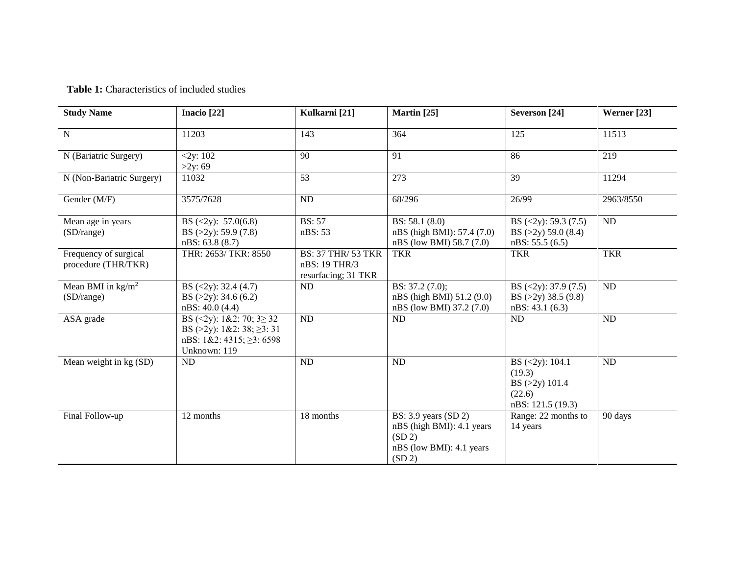**Table 1:** Characteristics of included studies

| Study Name | Inacio [22] | Kulkarni [21] | Martin [25] | Severson [24] | Werner [23] |
|---|---|---|---|---|---|
| N | 11203 | 143 | 364 | 125 | 11513 |
| N (Bariatric Surgery) | <2y: 102<br>>2y: 69 | 90 | 91 | 86 | 219 |
| N (Non-Bariatric Surgery) | 11032 | 53 | 273 | 39 | 11294 |
| Gender (M/F) | 3575/7628 | ND | 68/296 | 26/99 | 2963/8550 |
| Mean age in years (SD/range) | BS (<2y): 57.0(6.8)<br>BS (>2y): 59.9 (7.8)<br>nBS: 63.8 (8.7) | BS: 57<br>nBS: 53 | BS: 58.1 (8.0)<br>nBS (high BMI): 57.4 (7.0)<br>nBS (low BMI) 58.7 (7.0) | BS (<2y): 59.3 (7.5)<br>BS (>2y) 59.0 (8.4)<br>nBS: 55.5 (6.5) | ND |
| Frequency of surgical procedure (THR/TKR) | THR: 2653/ TKR: 8550 | BS: 37 THR/ 53 TKR<br>nBS: 19 THR/3 resurfacing; 31 TKR | TKR | TKR | TKR |
| Mean BMI in kg/m$^2$ (SD/range) | BS (<2y): 32.4 (4.7)<br>BS (>2y): 34.6 (6.2)<br>nBS: 40.0 (4.4) | ND | BS: 37.2 (7.0);<br>nBS (high BMI) 51.2 (9.0)<br>nBS (low BMI) 37.2 (7.0) | BS (<2y): 37.9 (7.5)<br>BS (>2y) 38.5 (9.8)<br>nBS: 43.1 (6.3) | ND |
| ASA grade | BS (<2y): 1&2: 70; 3≥ 32<br>BS (>2y): 1&2: 38; ≥3: 31<br>nBS: 1&2: 4315; ≥3: 6598<br>Unknown: 119 | ND | ND | ND | ND |
| Mean weight in kg (SD) | ND | ND | ND | BS (<2y): 104.1 (19.3)<br>BS (>2y) 101.4 (22.6)<br>nBS: 121.5 (19.3) | ND |
| Final Follow-up | 12 months | 18 months | BS: 3.9 years (SD 2)<br>nBS (high BMI): 4.1 years (SD 2)<br>nBS (low BMI): 4.1 years (SD 2) | Range: 22 months to 14 years | 90 days |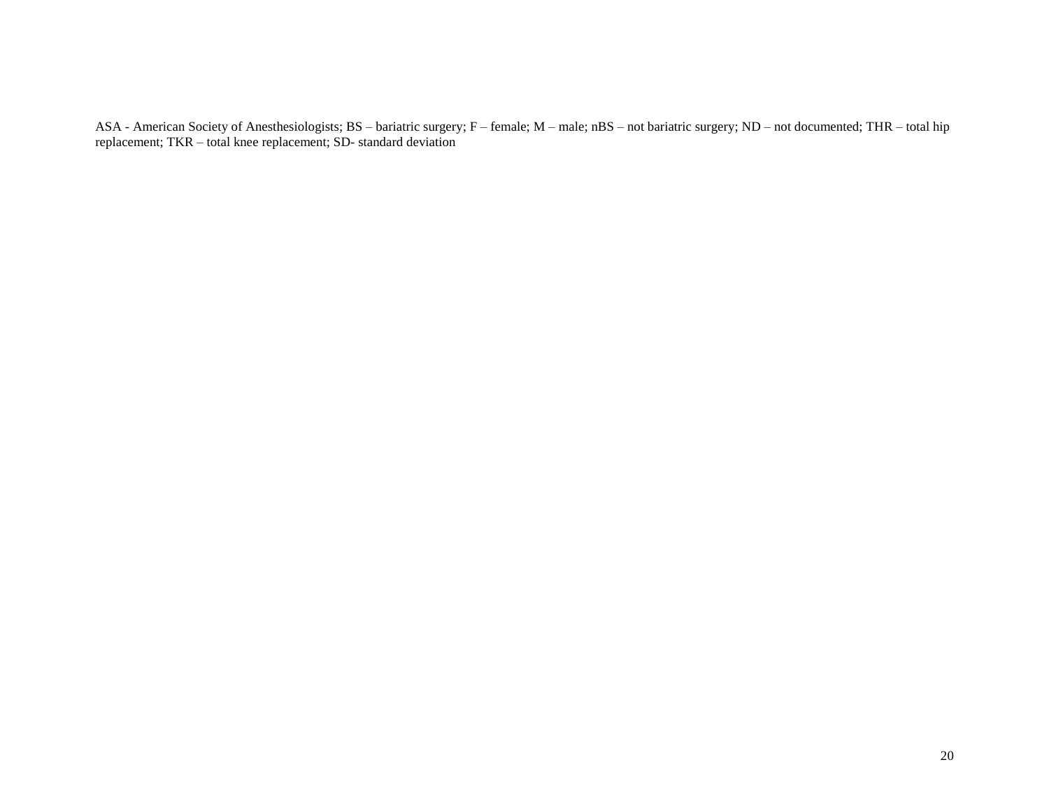ASA - American Society of Anesthesiologists; BS – bariatric surgery; F – female; M – male; nBS – not bariatric surgery; ND – not documented; THR – total hip replacement; TKR – total knee replacement; SD- standard deviation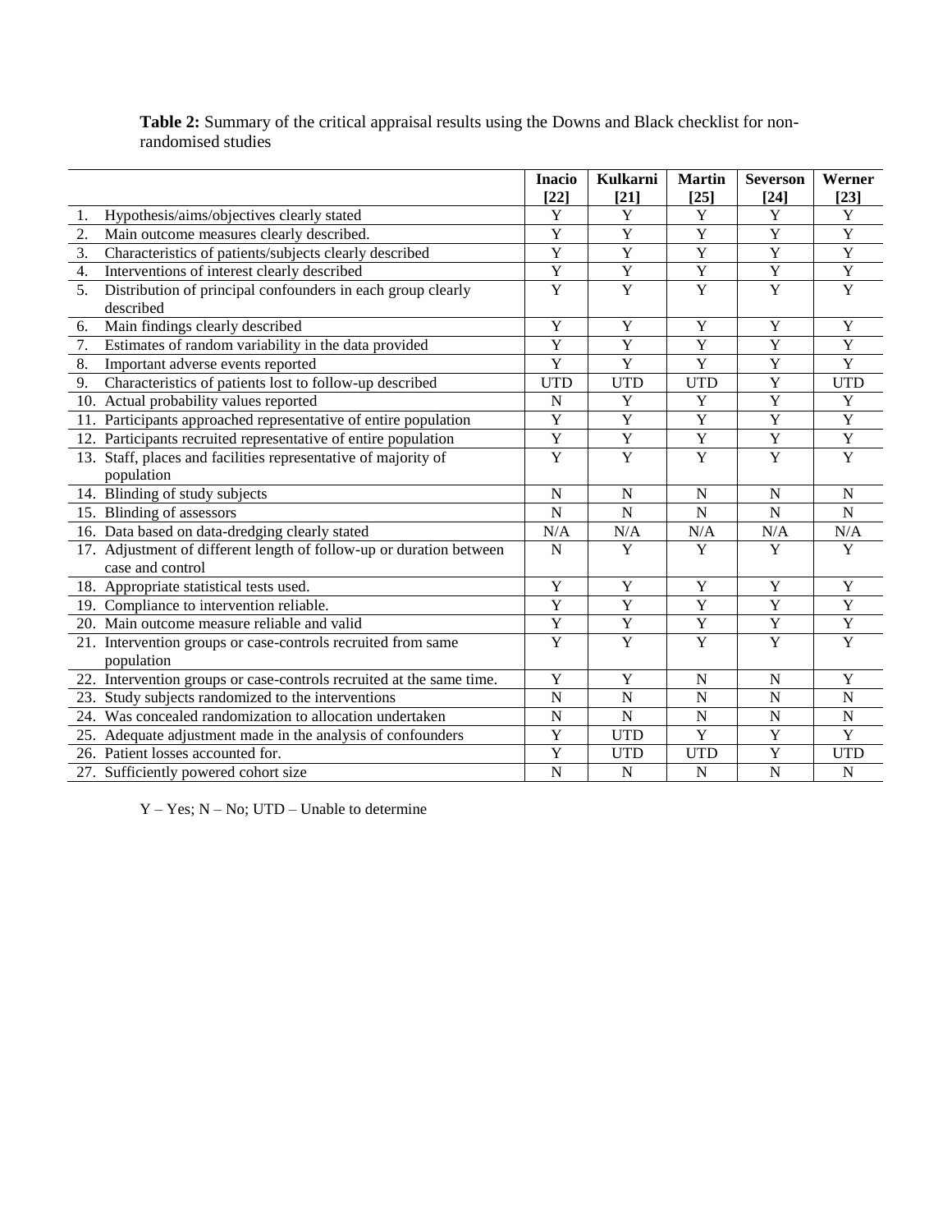**Table 2:** Summary of the critical appraisal results using the Downs and Black checklist for non-randomised studies

| | Inacio [22] | Kulkarni [21] | Martin [25] | Severson [24] | Werner [23] |
|---|---|---|---|---|---|
| 1. Hypothesis/aims/objectives clearly stated | Y | Y | Y | Y | Y |
| 2. Main outcome measures clearly described. | Y | Y | Y | Y | Y |
| 3. Characteristics of patients/subjects clearly described | Y | Y | Y | Y | Y |
| 4. Interventions of interest clearly described | Y | Y | Y | Y | Y |
| 5. Distribution of principal confounders in each group clearly described | Y | Y | Y | Y | Y |
| 6. Main findings clearly described | Y | Y | Y | Y | Y |
| 7. Estimates of random variability in the data provided | Y | Y | Y | Y | Y |
| 8. Important adverse events reported | Y | Y | Y | Y | Y |
| 9. Characteristics of patients lost to follow-up described | UTD | UTD | UTD | Y | UTD |
| 10. Actual probability values reported | N | Y | Y | Y | Y |
| 11. Participants approached representative of entire population | Y | Y | Y | Y | Y |
| 12. Participants recruited representative of entire population | Y | Y | Y | Y | Y |
| 13. Staff, places and facilities representative of majority of population | Y | Y | Y | Y | Y |
| 14. Blinding of study subjects | N | N | N | N | N |
| 15. Blinding of assessors | N | N | N | N | N |
| 16. Data based on data-dredging clearly stated | N/A | N/A | N/A | N/A | N/A |
| 17. Adjustment of different length of follow-up or duration between case and control | N | Y | Y | Y | Y |
| 18. Appropriate statistical tests used. | Y | Y | Y | Y | Y |
| 19. Compliance to intervention reliable. | Y | Y | Y | Y | Y |
| 20. Main outcome measure reliable and valid | Y | Y | Y | Y | Y |
| 21. Intervention groups or case-controls recruited from same population | Y | Y | Y | Y | Y |
| 22. Intervention groups or case-controls recruited at the same time. | Y | Y | N | N | Y |
| 23. Study subjects randomized to the interventions | N | N | N | N | N |
| 24. Was concealed randomization to allocation undertaken | N | N | N | N | N |
| 25. Adequate adjustment made in the analysis of confounders | Y | UTD | Y | Y | Y |
| 26. Patient losses accounted for. | Y | UTD | UTD | Y | UTD |
| 27. Sufficiently powered cohort size | N | N | N | N | N |

Y – Yes; N – No; UTD – Unable to determine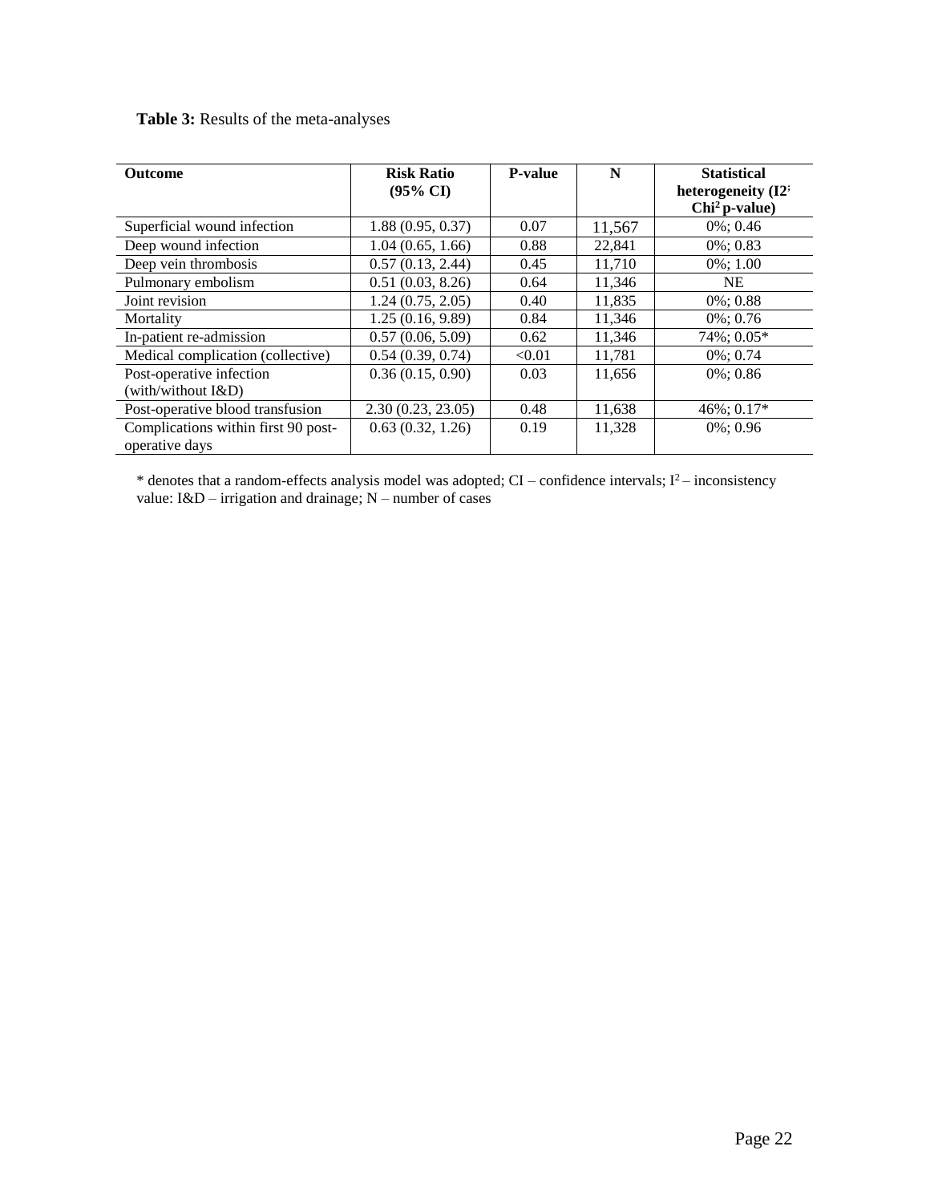**Table 3:** Results of the meta-analyses

| Outcome | Risk Ratio (95% CI) | P-value | N | Statistical heterogeneity ($I2^;$ $Chi^2$ p-value) |
|---|---|---|---|---|
| Superficial wound infection | 1.88 (0.95, 0.37) | 0.07 | 11,567 | 0%; 0.46 |
| Deep wound infection | 1.04 (0.65, 1.66) | 0.88 | 22,841 | 0%; 0.83 |
| Deep vein thrombosis | 0.57 (0.13, 2.44) | 0.45 | 11,710 | 0%; 1.00 |
| Pulmonary embolism | 0.51 (0.03, 8.26) | 0.64 | 11,346 | NE |
| Joint revision | 1.24 (0.75, 2.05) | 0.40 | 11,835 | 0%; 0.88 |
| Mortality | 1.25 (0.16, 9.89) | 0.84 | 11,346 | 0%; 0.76 |
| In-patient re-admission | 0.57 (0.06, 5.09) | 0.62 | 11,346 | 74%; 0.05* |
| Medical complication (collective) | 0.54 (0.39, 0.74) | <0.01 | 11,781 | 0%; 0.74 |
| Post-operative infection (with/without I&D) | 0.36 (0.15, 0.90) | 0.03 | 11,656 | 0%; 0.86 |
| Post-operative blood transfusion | 2.30 (0.23, 23.05) | 0.48 | 11,638 | 46%; 0.17* |
| Complications within first 90 post-operative days | 0.63 (0.32, 1.26) | 0.19 | 11,328 | 0%; 0.96 |

* denotes that a random-effects analysis model was adopted; CI – confidence intervals; $I^2$ – inconsistency value: I&D – irrigation and drainage; N – number of cases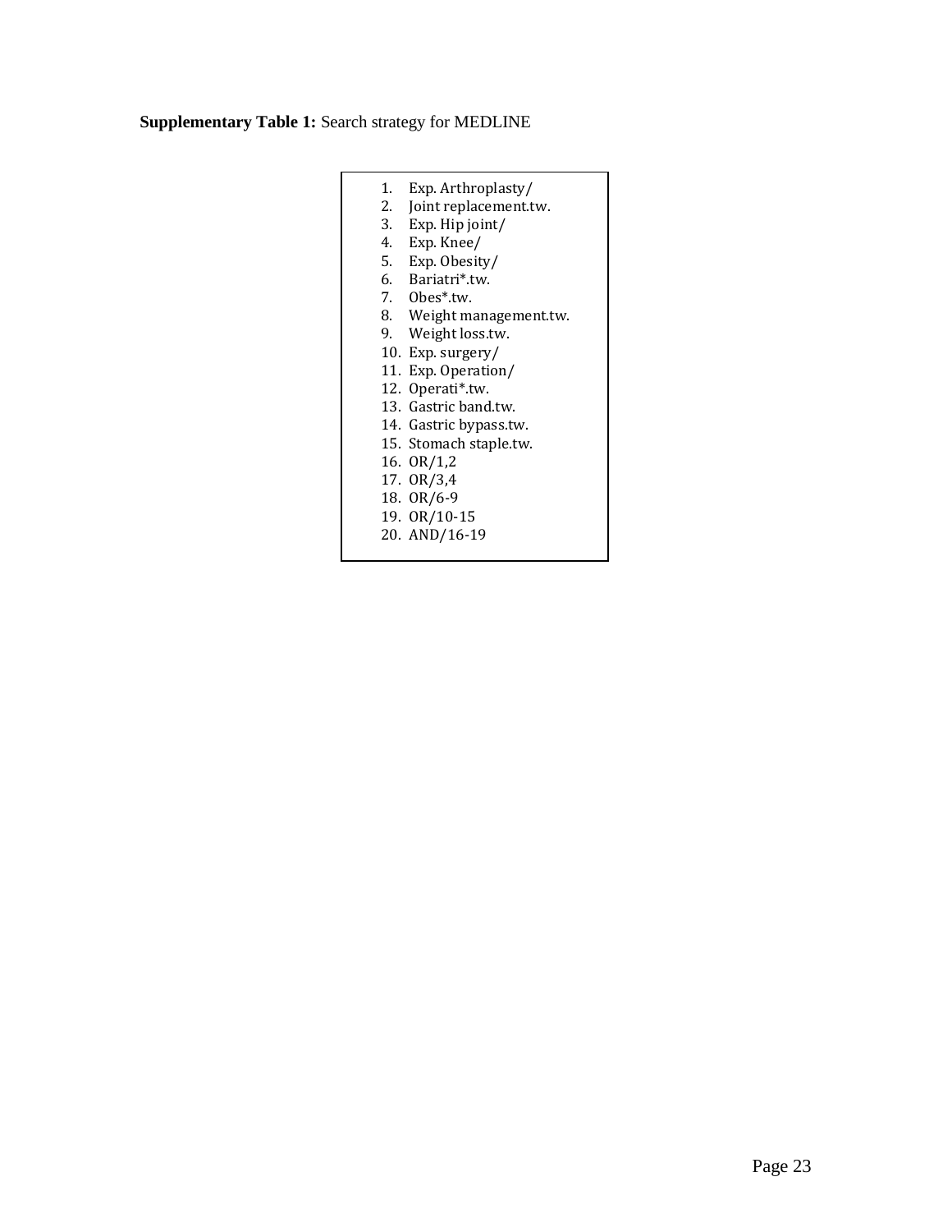**Supplementary Table 1:** Search strategy for MEDLINE

1. Exp. Arthroplasty/
2. Joint replacement.tw.
3. Exp. Hip joint/
4. Exp. Knee/
5. Exp. Obesity/
6. Bariatri*.tw.
7. Obes*.tw.
8. Weight management.tw.
9. Weight loss.tw.
10. Exp. surgery/
11. Exp. Operation/
12. Operati*.tw.
13. Gastric band.tw.
14. Gastric bypass.tw.
15. Stomach staple.tw.
16. OR/1,2
17. OR/3,4
18. OR/6-9
19. OR/10-15
20. AND/16-19